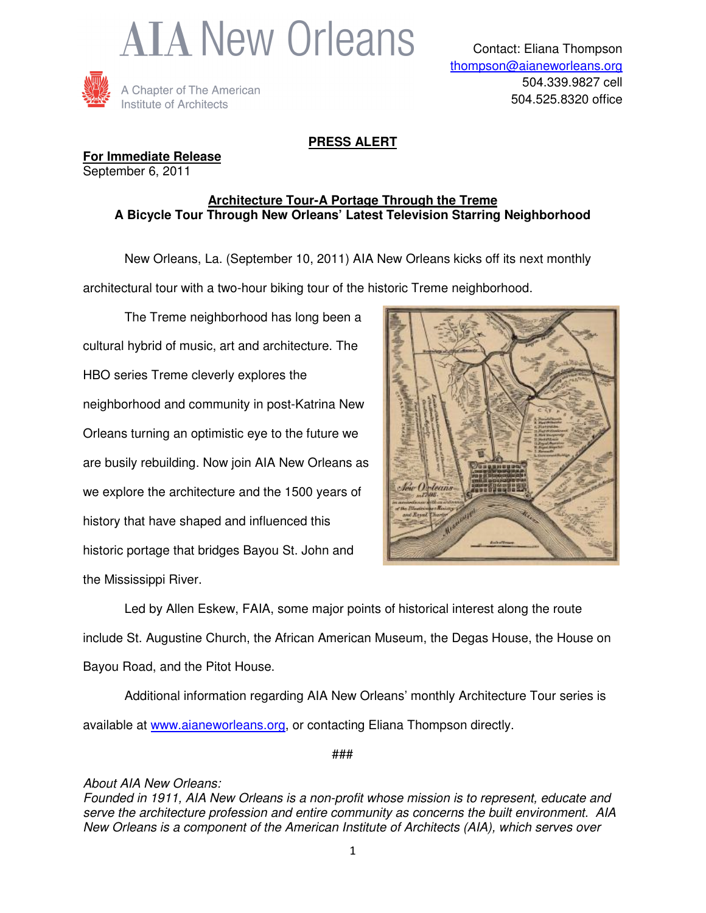# AIA New Orleans

A Chapter of The American Institute of Architects

Contact: Eliana Thompson
thompson@aianeworleans.org
504.339.9827 cell
504.525.8320 office

**PRESS ALERT**

**For Immediate Release**
September 6, 2011

**Architecture Tour-A Portage Through the Treme**
**A Bicycle Tour Through New Orleans' Latest Television Starring Neighborhood**

New Orleans, La. (September 10, 2011) AIA New Orleans kicks off its next monthly architectural tour with a two-hour biking tour of the historic Treme neighborhood.

The Treme neighborhood has long been a cultural hybrid of music, art and architecture. The HBO series Treme cleverly explores the neighborhood and community in post-Katrina New Orleans turning an optimistic eye to the future we are busily rebuilding. Now join AIA New Orleans as we explore the architecture and the 1500 years of history that have shaped and influenced this historic portage that bridges Bayou St. John and the Mississippi River.

Led by Allen Eskew, FAIA, some major points of historical interest along the route include St. Augustine Church, the African American Museum, the Degas House, the House on Bayou Road, and the Pitot House.

Additional information regarding AIA New Orleans' monthly Architecture Tour series is available at www.aianeworleans.org, or contacting Eliana Thompson directly.

###

*About AIA New Orleans:*
*Founded in 1911, AIA New Orleans is a non-profit whose mission is to represent, educate and serve the architecture profession and entire community as concerns the built environment. AIA New Orleans is a component of the American Institute of Architects (AIA), which serves over*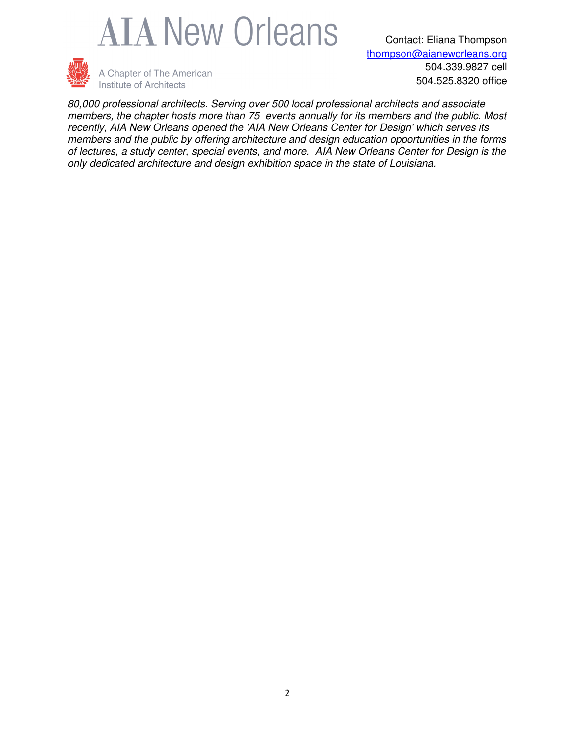Contact: Eliana Thompson
thompson@aianeworleans.org
504.339.9827 cell
504.525.8320 office

*80,000 professional architects. Serving over 500 local professional architects and associate members, the chapter hosts more than 75 events annually for its members and the public. Most recently, AIA New Orleans opened the 'AIA New Orleans Center for Design' which serves its members and the public by offering architecture and design education opportunities in the forms of lectures, a study center, special events, and more. AIA New Orleans Center for Design is the only dedicated architecture and design exhibition space in the state of Louisiana.*